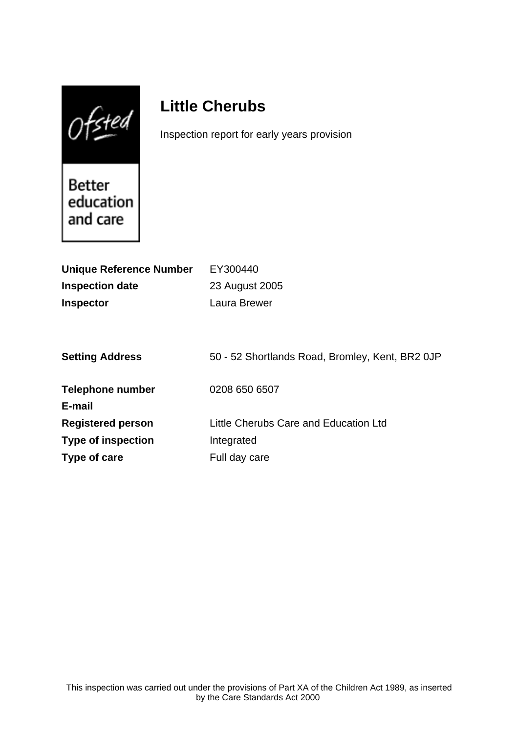# Little Cherubs

Inspection report for early years provision

| | |
|---|---|
| **Unique Reference Number** | EY300440 |
| **Inspection date** | 23 August 2005 |
| **Inspector** | Laura Brewer |

| | |
|---|---|
| **Setting Address** | 50 - 52 Shortlands Road, Bromley, Kent, BR2 0JP |
| **Telephone number** | 0208 650 6507 |
| **E-mail** | |
| **Registered person** | Little Cherubs Care and Education Ltd |
| **Type of inspection** | Integrated |
| **Type of care** | Full day care |

This inspection was carried out under the provisions of Part XA of the Children Act 1989, as inserted by the Care Standards Act 2000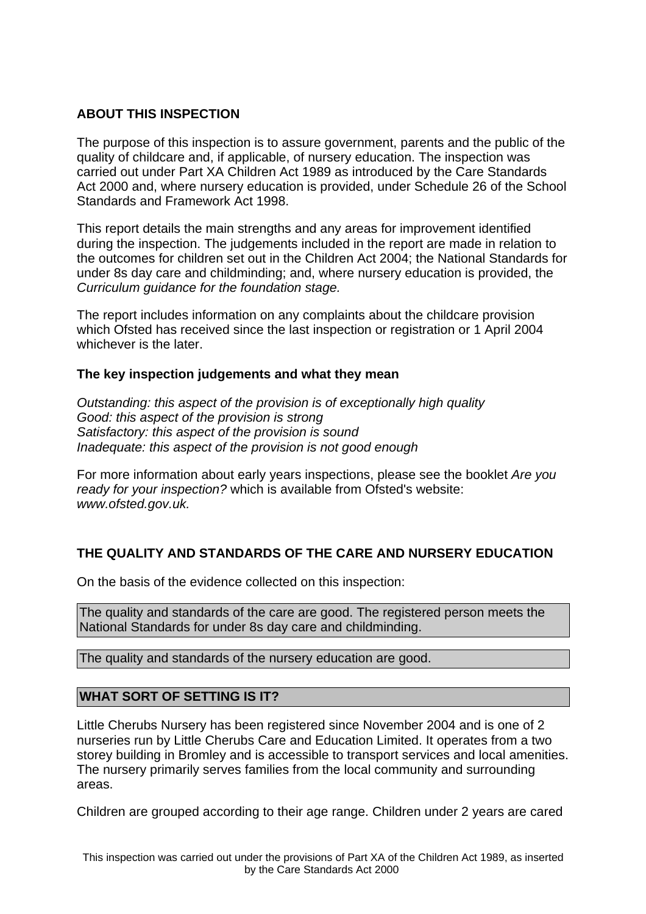## ABOUT THIS INSPECTION

The purpose of this inspection is to assure government, parents and the public of the quality of childcare and, if applicable, of nursery education. The inspection was carried out under Part XA Children Act 1989 as introduced by the Care Standards Act 2000 and, where nursery education is provided, under Schedule 26 of the School Standards and Framework Act 1998.

This report details the main strengths and any areas for improvement identified during the inspection. The judgements included in the report are made in relation to the outcomes for children set out in the Children Act 2004; the National Standards for under 8s day care and childminding; and, where nursery education is provided, the *Curriculum guidance for the foundation stage.*

The report includes information on any complaints about the childcare provision which Ofsted has received since the last inspection or registration or 1 April 2004 whichever is the later.

### The key inspection judgements and what they mean

*Outstanding: this aspect of the provision is of exceptionally high quality*
*Good: this aspect of the provision is strong*
*Satisfactory: this aspect of the provision is sound*
*Inadequate: this aspect of the provision is not good enough*

For more information about early years inspections, please see the booklet *Are you ready for your inspection?* which is available from Ofsted's website: *www.ofsted.gov.uk.*

## THE QUALITY AND STANDARDS OF THE CARE AND NURSERY EDUCATION

On the basis of the evidence collected on this inspection:

The quality and standards of the care are good. The registered person meets the National Standards for under 8s day care and childminding.

The quality and standards of the nursery education are good.

## WHAT SORT OF SETTING IS IT?

Little Cherubs Nursery has been registered since November 2004 and is one of 2 nurseries run by Little Cherubs Care and Education Limited. It operates from a two storey building in Bromley and is accessible to transport services and local amenities. The nursery primarily serves families from the local community and surrounding areas.

Children are grouped according to their age range. Children under 2 years are cared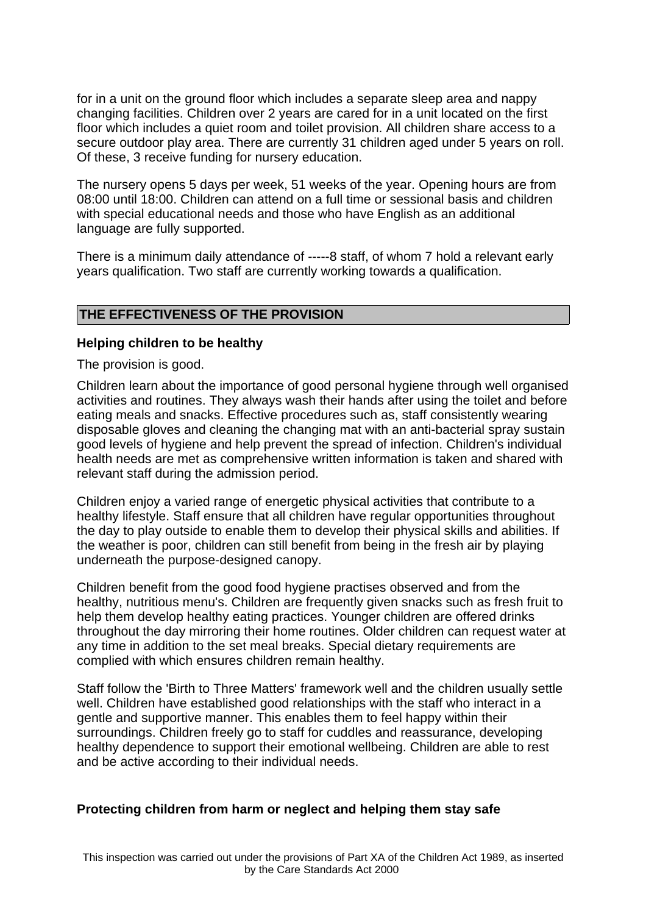for in a unit on the ground floor which includes a separate sleep area and nappy changing facilities. Children over 2 years are cared for in a unit located on the first floor which includes a quiet room and toilet provision. All children share access to a secure outdoor play area. There are currently 31 children aged under 5 years on roll. Of these, 3 receive funding for nursery education.

The nursery opens 5 days per week, 51 weeks of the year. Opening hours are from 08:00 until 18:00. Children can attend on a full time or sessional basis and children with special educational needs and those who have English as an additional language are fully supported.

There is a minimum daily attendance of -----8 staff, of whom 7 hold a relevant early years qualification. Two staff are currently working towards a qualification.

## THE EFFECTIVENESS OF THE PROVISION

### Helping children to be healthy

The provision is good.

Children learn about the importance of good personal hygiene through well organised activities and routines. They always wash their hands after using the toilet and before eating meals and snacks. Effective procedures such as, staff consistently wearing disposable gloves and cleaning the changing mat with an anti-bacterial spray sustain good levels of hygiene and help prevent the spread of infection. Children's individual health needs are met as comprehensive written information is taken and shared with relevant staff during the admission period.

Children enjoy a varied range of energetic physical activities that contribute to a healthy lifestyle. Staff ensure that all children have regular opportunities throughout the day to play outside to enable them to develop their physical skills and abilities. If the weather is poor, children can still benefit from being in the fresh air by playing underneath the purpose-designed canopy.

Children benefit from the good food hygiene practises observed and from the healthy, nutritious menu's. Children are frequently given snacks such as fresh fruit to help them develop healthy eating practices. Younger children are offered drinks throughout the day mirroring their home routines. Older children can request water at any time in addition to the set meal breaks. Special dietary requirements are complied with which ensures children remain healthy.

Staff follow the 'Birth to Three Matters' framework well and the children usually settle well. Children have established good relationships with the staff who interact in a gentle and supportive manner. This enables them to feel happy within their surroundings. Children freely go to staff for cuddles and reassurance, developing healthy dependence to support their emotional wellbeing. Children are able to rest and be active according to their individual needs.

### Protecting children from harm or neglect and helping them stay safe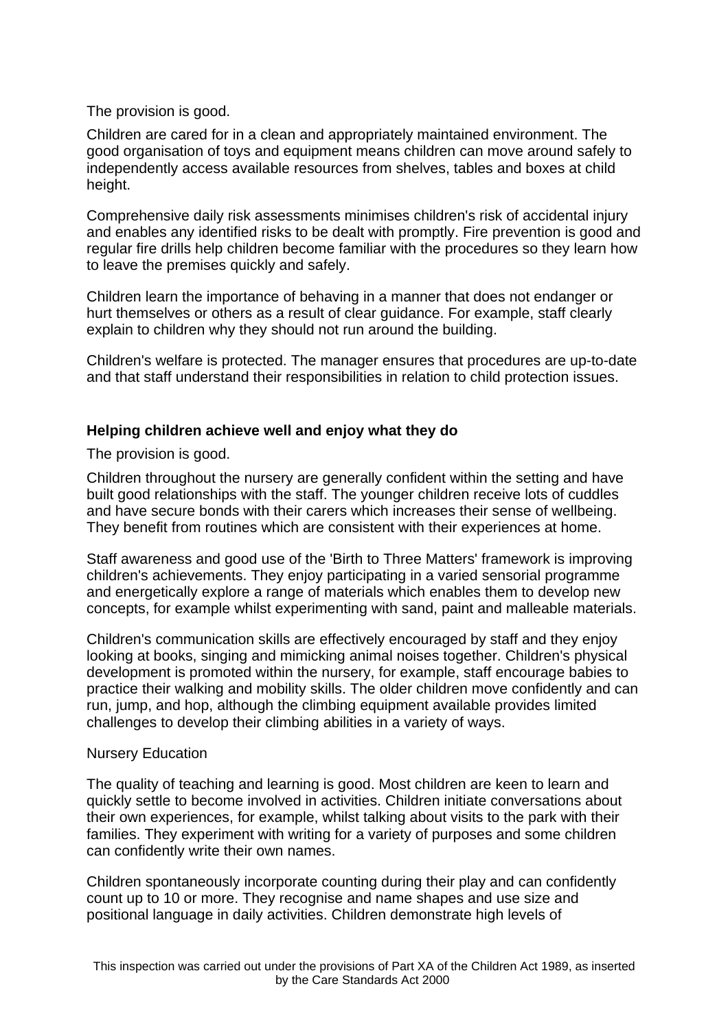The provision is good.

Children are cared for in a clean and appropriately maintained environment. The good organisation of toys and equipment means children can move around safely to independently access available resources from shelves, tables and boxes at child height.

Comprehensive daily risk assessments minimises children's risk of accidental injury and enables any identified risks to be dealt with promptly. Fire prevention is good and regular fire drills help children become familiar with the procedures so they learn how to leave the premises quickly and safely.

Children learn the importance of behaving in a manner that does not endanger or hurt themselves or others as a result of clear guidance. For example, staff clearly explain to children why they should not run around the building.

Children's welfare is protected. The manager ensures that procedures are up-to-date and that staff understand their responsibilities in relation to child protection issues.

**Helping children achieve well and enjoy what they do**

The provision is good.

Children throughout the nursery are generally confident within the setting and have built good relationships with the staff. The younger children receive lots of cuddles and have secure bonds with their carers which increases their sense of wellbeing. They benefit from routines which are consistent with their experiences at home.

Staff awareness and good use of the 'Birth to Three Matters' framework is improving children's achievements. They enjoy participating in a varied sensorial programme and energetically explore a range of materials which enables them to develop new concepts, for example whilst experimenting with sand, paint and malleable materials.

Children's communication skills are effectively encouraged by staff and they enjoy looking at books, singing and mimicking animal noises together. Children's physical development is promoted within the nursery, for example, staff encourage babies to practice their walking and mobility skills. The older children move confidently and can run, jump, and hop, although the climbing equipment available provides limited challenges to develop their climbing abilities in a variety of ways.

Nursery Education

The quality of teaching and learning is good. Most children are keen to learn and quickly settle to become involved in activities. Children initiate conversations about their own experiences, for example, whilst talking about visits to the park with their families. They experiment with writing for a variety of purposes and some children can confidently write their own names.

Children spontaneously incorporate counting during their play and can confidently count up to 10 or more. They recognise and name shapes and use size and positional language in daily activities. Children demonstrate high levels of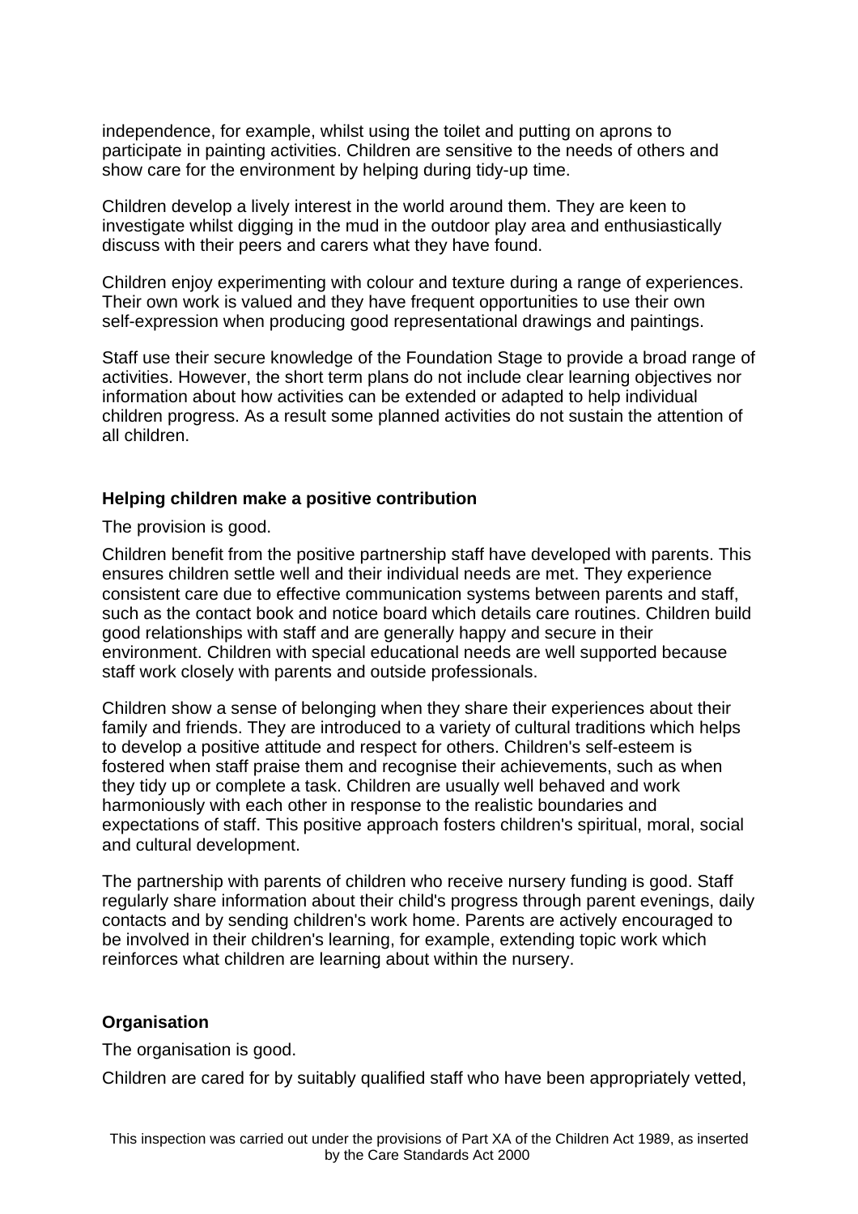independence, for example, whilst using the toilet and putting on aprons to participate in painting activities. Children are sensitive to the needs of others and show care for the environment by helping during tidy-up time.

Children develop a lively interest in the world around them. They are keen to investigate whilst digging in the mud in the outdoor play area and enthusiastically discuss with their peers and carers what they have found.

Children enjoy experimenting with colour and texture during a range of experiences. Their own work is valued and they have frequent opportunities to use their own self-expression when producing good representational drawings and paintings.

Staff use their secure knowledge of the Foundation Stage to provide a broad range of activities. However, the short term plans do not include clear learning objectives nor information about how activities can be extended or adapted to help individual children progress. As a result some planned activities do not sustain the attention of all children.

**Helping children make a positive contribution**

The provision is good.

Children benefit from the positive partnership staff have developed with parents. This ensures children settle well and their individual needs are met. They experience consistent care due to effective communication systems between parents and staff, such as the contact book and notice board which details care routines. Children build good relationships with staff and are generally happy and secure in their environment. Children with special educational needs are well supported because staff work closely with parents and outside professionals.

Children show a sense of belonging when they share their experiences about their family and friends. They are introduced to a variety of cultural traditions which helps to develop a positive attitude and respect for others. Children's self-esteem is fostered when staff praise them and recognise their achievements, such as when they tidy up or complete a task. Children are usually well behaved and work harmoniously with each other in response to the realistic boundaries and expectations of staff. This positive approach fosters children's spiritual, moral, social and cultural development.

The partnership with parents of children who receive nursery funding is good. Staff regularly share information about their child's progress through parent evenings, daily contacts and by sending children's work home. Parents are actively encouraged to be involved in their children's learning, for example, extending topic work which reinforces what children are learning about within the nursery.

**Organisation**

The organisation is good.

Children are cared for by suitably qualified staff who have been appropriately vetted,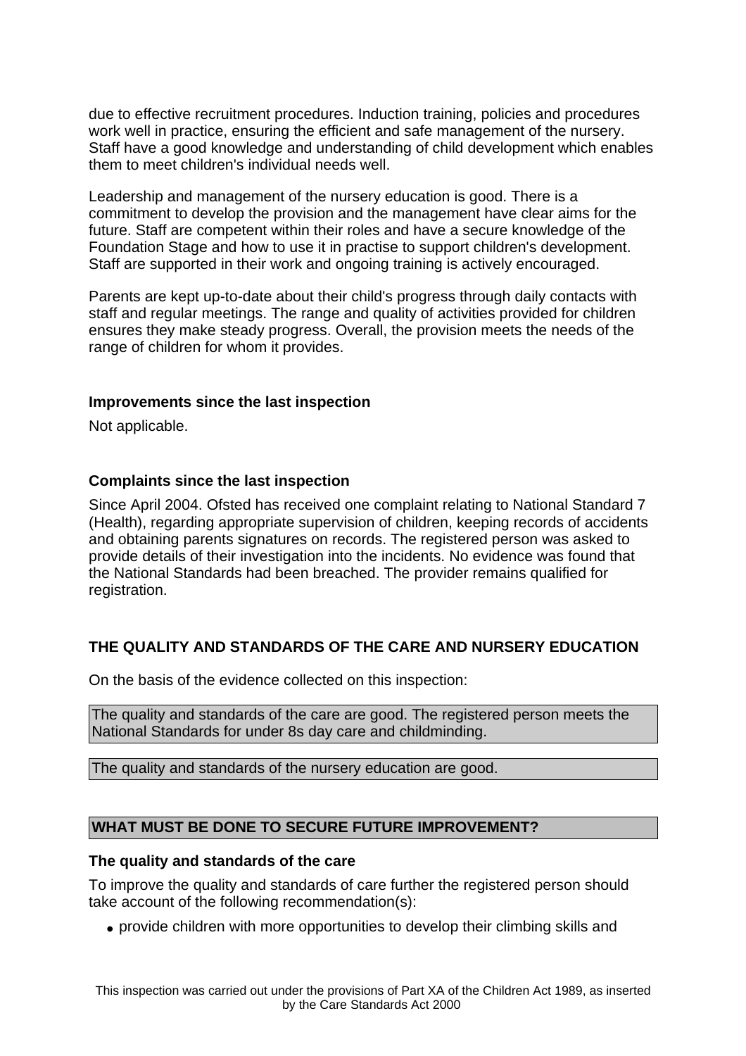due to effective recruitment procedures. Induction training, policies and procedures work well in practice, ensuring the efficient and safe management of the nursery. Staff have a good knowledge and understanding of child development which enables them to meet children's individual needs well.

Leadership and management of the nursery education is good. There is a commitment to develop the provision and the management have clear aims for the future. Staff are competent within their roles and have a secure knowledge of the Foundation Stage and how to use it in practise to support children's development. Staff are supported in their work and ongoing training is actively encouraged.

Parents are kept up-to-date about their child's progress through daily contacts with staff and regular meetings. The range and quality of activities provided for children ensures they make steady progress. Overall, the provision meets the needs of the range of children for whom it provides.

### Improvements since the last inspection

Not applicable.

### Complaints since the last inspection

Since April 2004. Ofsted has received one complaint relating to National Standard 7 (Health), regarding appropriate supervision of children, keeping records of accidents and obtaining parents signatures on records. The registered person was asked to provide details of their investigation into the incidents. No evidence was found that the National Standards had been breached. The provider remains qualified for registration.

## THE QUALITY AND STANDARDS OF THE CARE AND NURSERY EDUCATION

On the basis of the evidence collected on this inspection:

The quality and standards of the care are good. The registered person meets the National Standards for under 8s day care and childminding.

The quality and standards of the nursery education are good.

## WHAT MUST BE DONE TO SECURE FUTURE IMPROVEMENT?

### The quality and standards of the care

To improve the quality and standards of care further the registered person should take account of the following recommendation(s):

- provide children with more opportunities to develop their climbing skills and

This inspection was carried out under the provisions of Part XA of the Children Act 1989, as inserted by the Care Standards Act 2000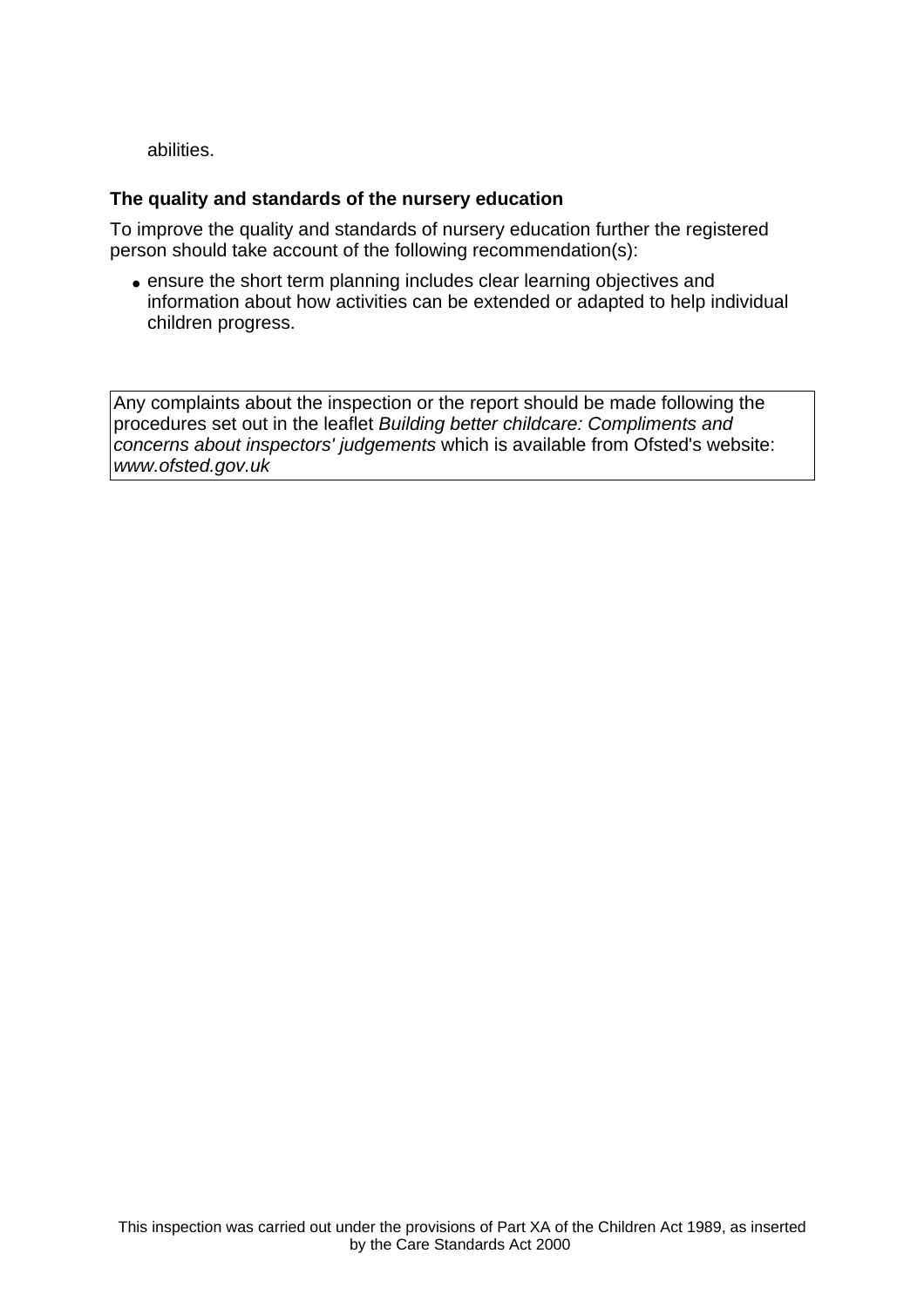abilities.

**The quality and standards of the nursery education**

To improve the quality and standards of nursery education further the registered person should take account of the following recommendation(s):

- ensure the short term planning includes clear learning objectives and information about how activities can be extended or adapted to help individual children progress.

Any complaints about the inspection or the report should be made following the procedures set out in the leaflet *Building better childcare: Compliments and concerns about inspectors' judgements* which is available from Ofsted's website: *www.ofsted.gov.uk*

This inspection was carried out under the provisions of Part XA of the Children Act 1989, as inserted by the Care Standards Act 2000